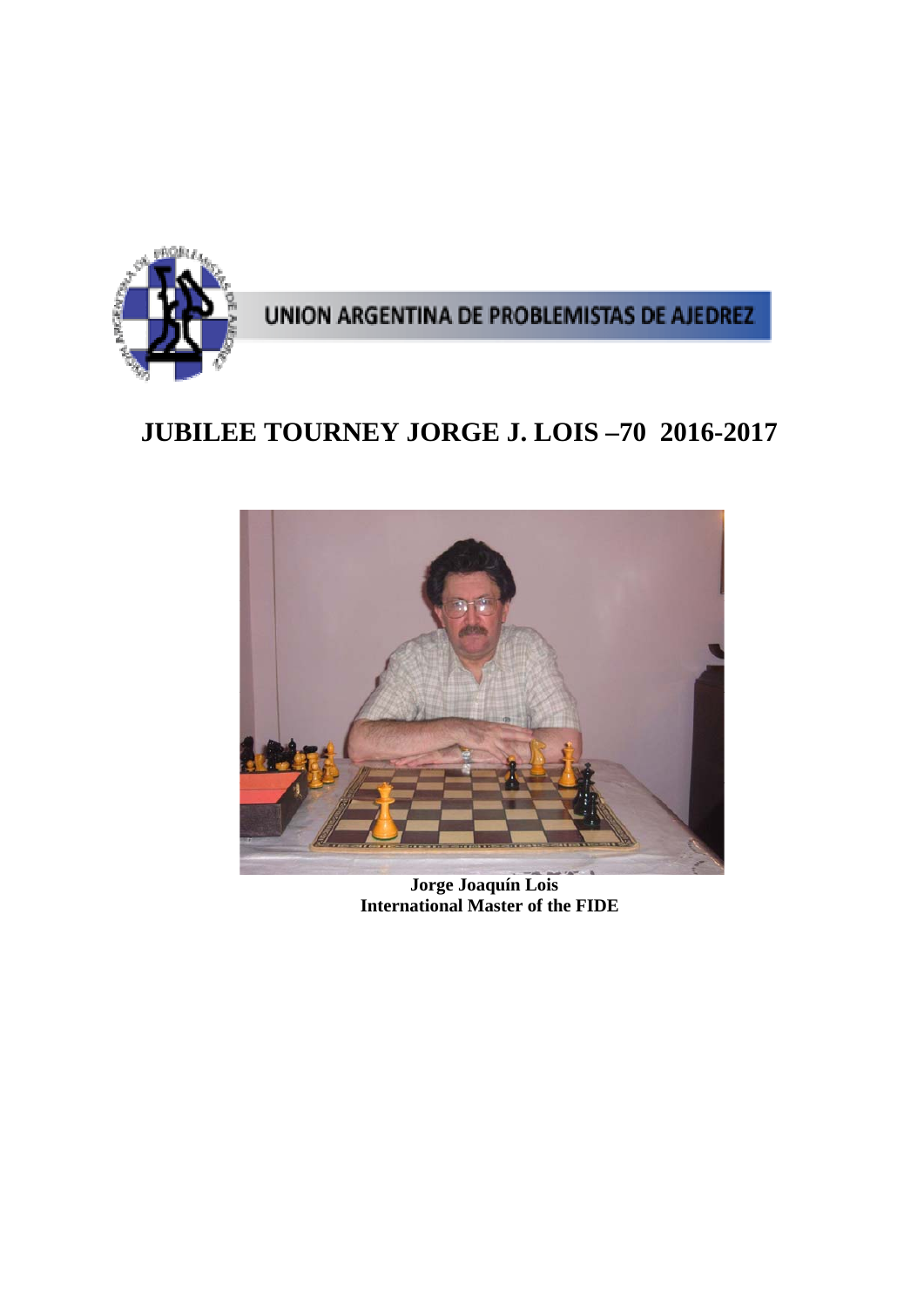UNION ARGENTINA DE PROBLEMISTAS DE AJEDREZ

# JUBILEE TOURNEY JORGE J. LOIS –70 2016-2017

**Jorge Joaquín Lois**
**International Master of the FIDE**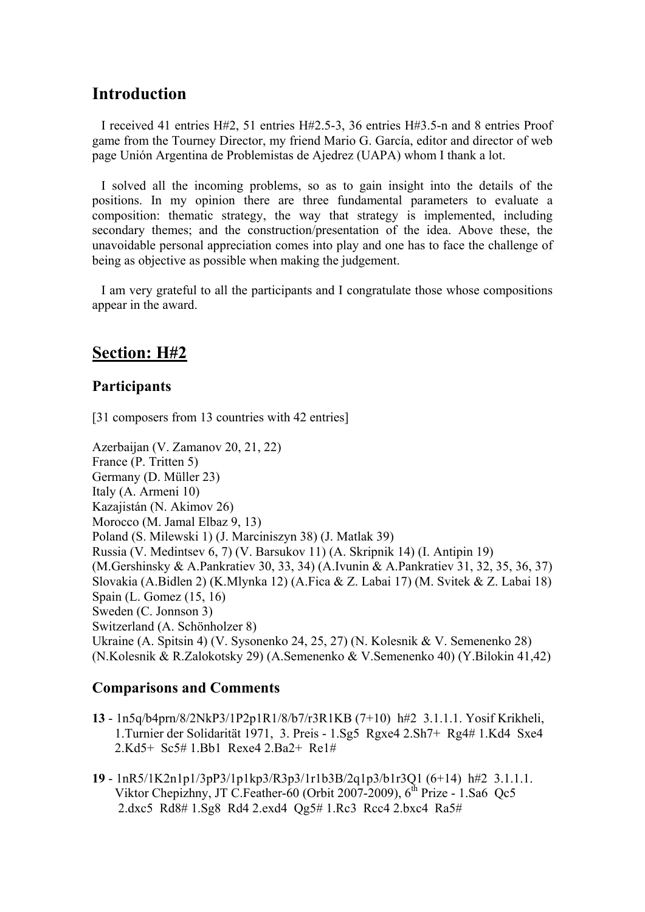## Introduction

I received 41 entries H#2, 51 entries H#2.5-3, 36 entries H#3.5-n and 8 entries Proof game from the Tourney Director, my friend Mario G. García, editor and director of web page Unión Argentina de Problemistas de Ajedrez (UAPA) whom I thank a lot.

I solved all the incoming problems, so as to gain insight into the details of the positions. In my opinion there are three fundamental parameters to evaluate a composition: thematic strategy, the way that strategy is implemented, including secondary themes; and the construction/presentation of the idea. Above these, the unavoidable personal appreciation comes into play and one has to face the challenge of being as objective as possible when making the judgement.

I am very grateful to all the participants and I congratulate those whose compositions appear in the award.

## Section: H#2

### Participants

[31 composers from 13 countries with 42 entries]

Azerbaijan (V. Zamanov 20, 21, 22)
France (P. Tritten 5)
Germany (D. Müller 23)
Italy (A. Armeni 10)
Kazajistán (N. Akimov 26)
Morocco (M. Jamal Elbaz 9, 13)
Poland (S. Milewski 1) (J. Marciniszyn 38) (J. Matlak 39)
Russia (V. Medintsev 6, 7) (V. Barsukov 11) (A. Skripnik 14) (I. Antipin 19) (M.Gershinsky & A.Pankratiev 30, 33, 34) (A.Ivunin & A.Pankratiev 31, 32, 35, 36, 37)
Slovakia (A.Bidlen 2) (K.Mlynka 12) (A.Fica & Z. Labai 17) (M. Svitek & Z. Labai 18)
Spain (L. Gomez (15, 16)
Sweden (C. Jonnson 3)
Switzerland (A. Schönholzer 8)
Ukraine (A. Spitsin 4) (V. Sysonenko 24, 25, 27) (N. Kolesnik & V. Semenenko 28) (N.Kolesnik & R.Zalokotsky 29) (A.Semenenko & V.Semenenko 40) (Y.Bilokin 41,42)

### Comparisons and Comments

- **13** - 1n5q/b4prn/8/2NkP3/1P2p1R1/8/b7/r3R1KB (7+10) h#2 3.1.1.1. Yosif Krikheli, 1.Turnier der Solidarität 1971, 3. Preis - 1.Sg5 Rgxe4 2.Sh7+ Rg4# 1.Kd4 Sxe4 2.Kd5+ Sc5# 1.Bb1 Rexe4 2.Ba2+ Re1#

- **19** - 1nR5/1K2n1p1/3pP3/1p1kp3/R3p3/1r1b3B/2q1p3/b1r3Q1 (6+14) h#2 3.1.1.1. Viktor Chepizhny, JT C.Feather-60 (Orbit 2007-2009), 6th Prize - 1.Sa6 Qc5 2.dxc5 Rd8# 1.Sg8 Rd4 2.exd4 Qg5# 1.Rc3 Rcc4 2.bxc4 Ra5#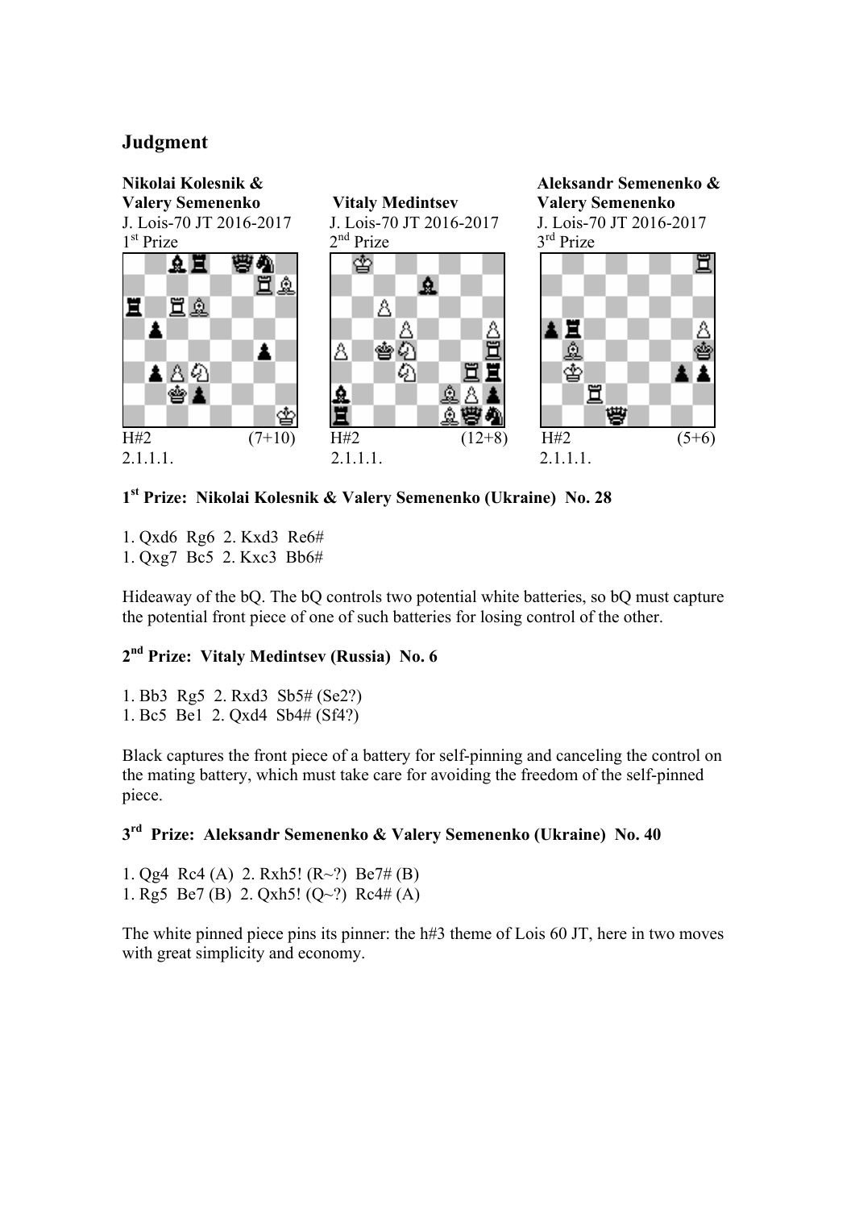## Judgment

**Nikolai Kolesnik & Valery Semenenko**
J. Lois-70 JT 2016-2017
1st Prize

H#2 (7+10)
2.1.1.1.

**Vitaly Medintsev**
J. Lois-70 JT 2016-2017
2nd Prize

H#2 (12+8)
2.1.1.1.

**Aleksandr Semenenko & Valery Semenenko**
J. Lois-70 JT 2016-2017
3rd Prize

H#2 (5+6)
2.1.1.1.

### 1st Prize: Nikolai Kolesnik & Valery Semenenko (Ukraine) No. 28

1. Qxd6 Rg6 2. Kxd3 Re6#
1. Qxg7 Bc5 2. Kxc3 Bb6#

Hideaway of the bQ. The bQ controls two potential white batteries, so bQ must capture the potential front piece of one of such batteries for losing control of the other.

### 2nd Prize: Vitaly Medintsev (Russia) No. 6

1. Bb3 Rg5 2. Rxd3 Sb5# (Se2?)
1. Bc5 Be1 2. Qxd4 Sb4# (Sf4?)

Black captures the front piece of a battery for self-pinning and canceling the control on the mating battery, which must take care for avoiding the freedom of the self-pinned piece.

### 3rd Prize: Aleksandr Semenenko & Valery Semenenko (Ukraine) No. 40

1. Qg4 Rc4 (A) 2. Rxh5! (R~?) Be7# (B)
1. Rg5 Be7 (B) 2. Qxh5! (Q~?) Rc4# (A)

The white pinned piece pins its pinner: the h#3 theme of Lois 60 JT, here in two moves with great simplicity and economy.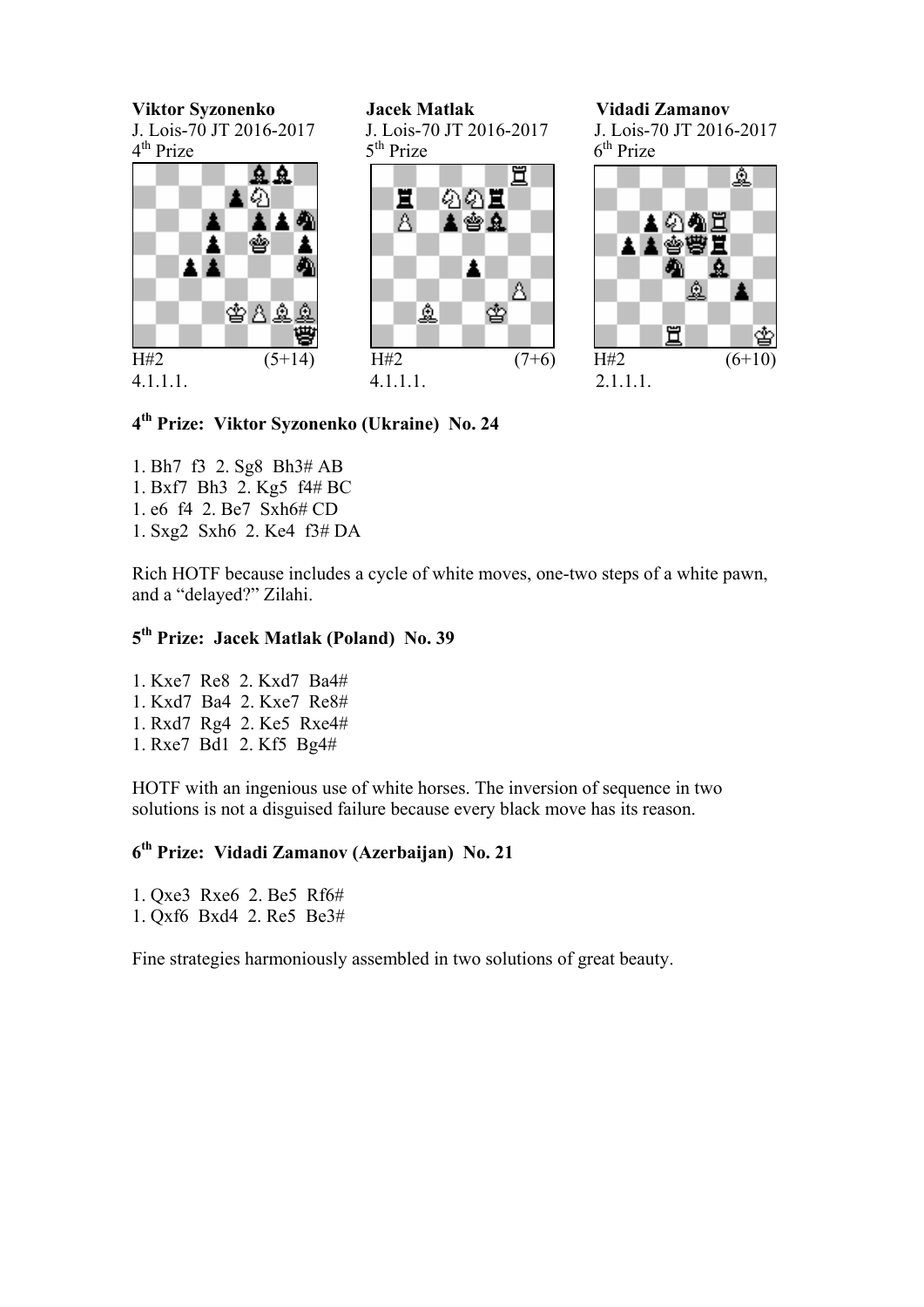**Viktor Syzonenko**
J. Lois-70 JT 2016-2017
4th Prize

H#2 (5+14)
4.1.1.1.

**Jacek Matlak**
J. Lois-70 JT 2016-2017
5th Prize

H#2 (7+6)
4.1.1.1.

**Vidadi Zamanov**
J. Lois-70 JT 2016-2017
6th Prize

H#2 (6+10)
2.1.1.1.

## 4th Prize: Viktor Syzonenko (Ukraine) No. 24

1. Bh7 f3 2. Sg8 Bh3# AB
1. Bxf7 Bh3 2. Kg5 f4# BC
1. e6 f4 2. Be7 Sxh6# CD
1. Sxg2 Sxh6 2. Ke4 f3# DA

Rich HOTF because includes a cycle of white moves, one-two steps of a white pawn, and a "delayed?" Zilahi.

## 5th Prize: Jacek Matlak (Poland) No. 39

1. Kxe7 Re8 2. Kxd7 Ba4#
1. Kxd7 Ba4 2. Kxe7 Re8#
1. Rxd7 Rg4 2. Ke5 Rxe4#
1. Rxe7 Bd1 2. Kf5 Bg4#

HOTF with an ingenious use of white horses. The inversion of sequence in two solutions is not a disguised failure because every black move has its reason.

## 6th Prize: Vidadi Zamanov (Azerbaijan) No. 21

1. Qxe3 Rxe6 2. Be5 Rf6#
1. Qxf6 Bxd4 2. Re5 Be3#

Fine strategies harmoniously assembled in two solutions of great beauty.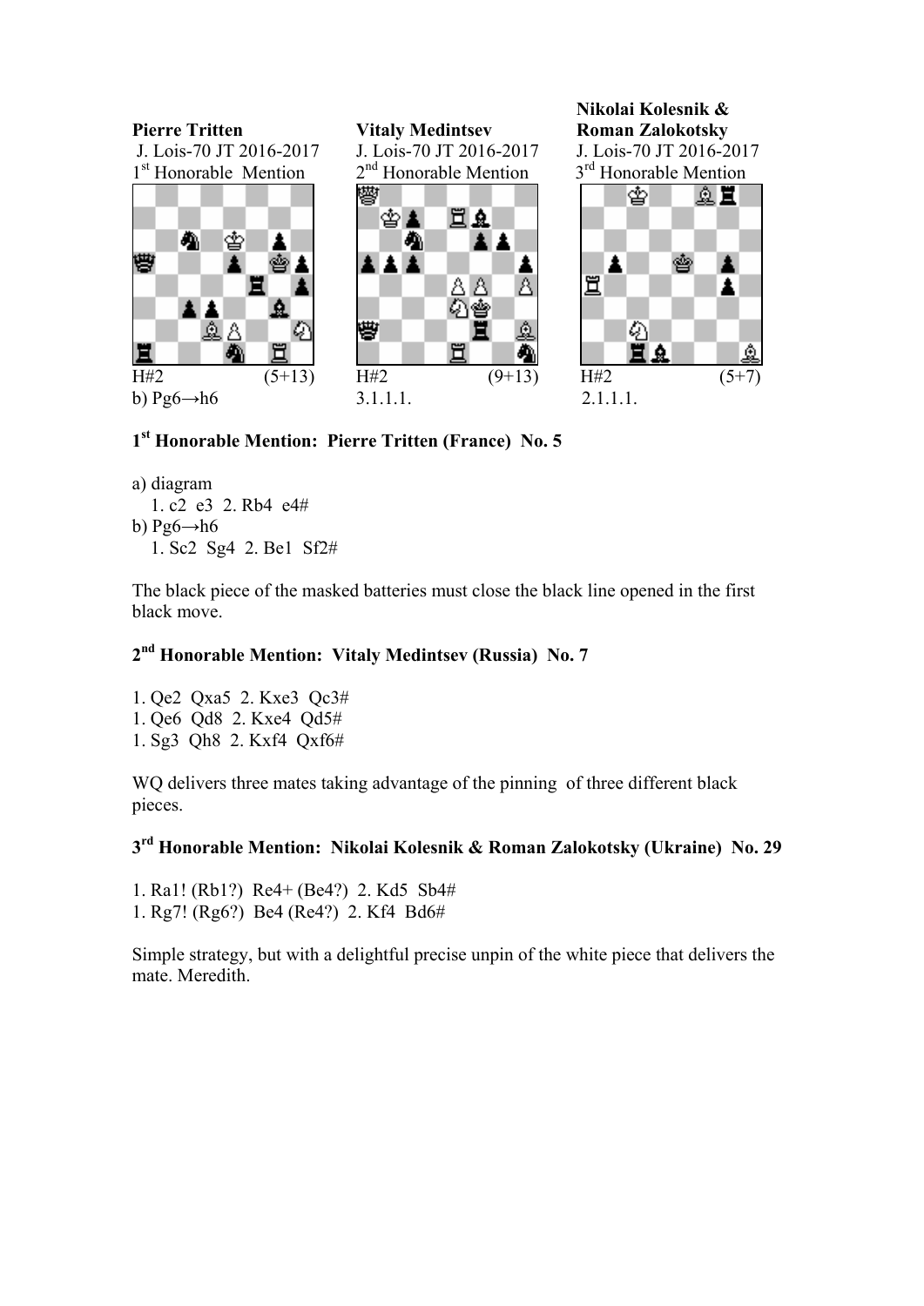**Pierre Tritten**
J. Lois-70 JT 2016-2017
1st Honorable Mention

H#2 (5+13)
b) Pg6→h6

**Vitaly Medintsev**
J. Lois-70 JT 2016-2017
2nd Honorable Mention

H#2 (9+13)
3.1.1.1.

**Nikolai Kolesnik & Roman Zalokotsky**
J. Lois-70 JT 2016-2017
3rd Honorable Mention

H#2 (5+7)
2.1.1.1.

## 1st Honorable Mention: Pierre Tritten (France) No. 5

a) diagram
   1. c2 e3 2. Rb4 e4#
b) Pg6→h6
   1. Sc2 Sg4 2. Be1 Sf2#

The black piece of the masked batteries must close the black line opened in the first black move.

## 2nd Honorable Mention: Vitaly Medintsev (Russia) No. 7

1. Qe2 Qxa5 2. Kxe3 Qc3#
1. Qe6 Qd8 2. Kxe4 Qd5#
1. Sg3 Qh8 2. Kxf4 Qxf6#

WQ delivers three mates taking advantage of the pinning of three different black pieces.

## 3rd Honorable Mention: Nikolai Kolesnik & Roman Zalokotsky (Ukraine) No. 29

1. Ra1! (Rb1?) Re4+ (Be4?) 2. Kd5 Sb4#
1. Rg7! (Rg6?) Be4 (Re4?) 2. Kf4 Bd6#

Simple strategy, but with a delightful precise unpin of the white piece that delivers the mate. Meredith.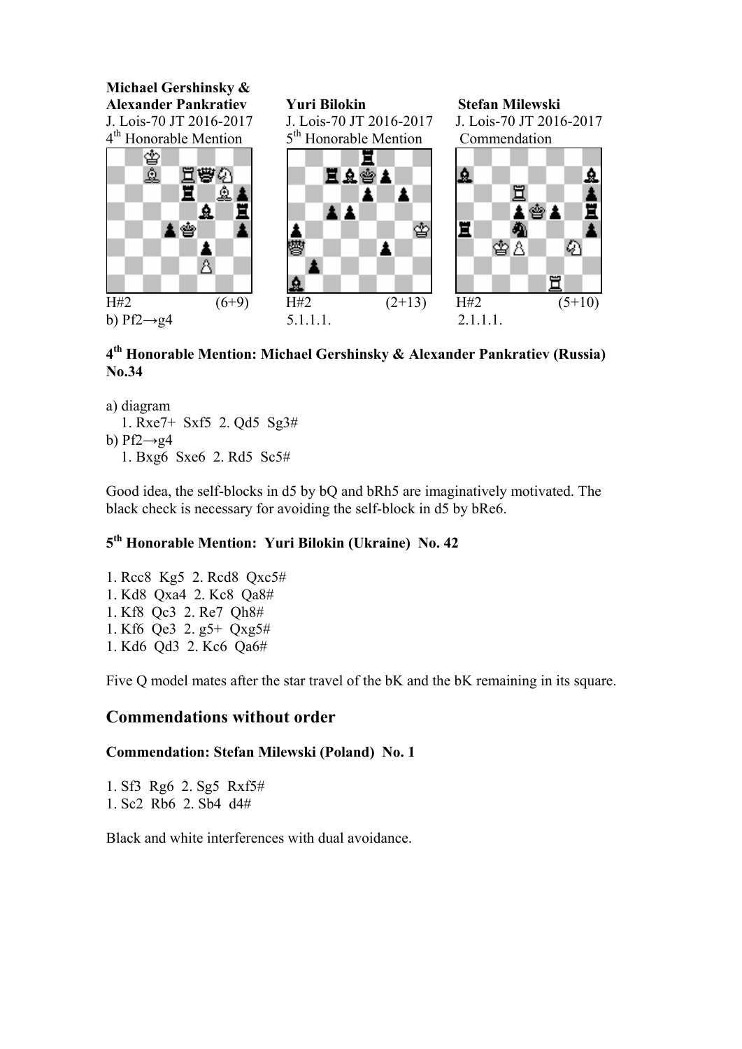**Michael Gershinsky & Alexander Pankratiev**
J. Lois-70 JT 2016-2017
4th Honorable Mention

H#2 (6+9)
b) Pf2→g4

**Yuri Bilokin**
J. Lois-70 JT 2016-2017
5th Honorable Mention

H#2 (2+13)
5.1.1.1.

**Stefan Milewski**
J. Lois-70 JT 2016-2017
Commendation

H#2 (5+10)
2.1.1.1.

### 4th Honorable Mention: Michael Gershinsky & Alexander Pankratiev (Russia) No.34

a) diagram
  1. Rxe7+ Sxf5 2. Qd5 Sg3#
b) Pf2→g4
  1. Bxg6 Sxe6 2. Rd5 Sc5#

Good idea, the self-blocks in d5 by bQ and bRh5 are imaginatively motivated. The black check is necessary for avoiding the self-block in d5 by bRe6.

### 5th Honorable Mention: Yuri Bilokin (Ukraine) No. 42

1. Rcc8 Kg5 2. Rcd8 Qxc5#
1. Kd8 Qxa4 2. Kc8 Qa8#
1. Kf8 Qc3 2. Re7 Qh8#
1. Kf6 Qe3 2. g5+ Qxg5#
1. Kd6 Qd3 2. Kc6 Qa6#

Five Q model mates after the star travel of the bK and the bK remaining in its square.

## Commendations without order

### Commendation: Stefan Milewski (Poland) No. 1

1. Sf3 Rg6 2. Sg5 Rxf5#
1. Sc2 Rb6 2. Sb4 d4#

Black and white interferences with dual avoidance.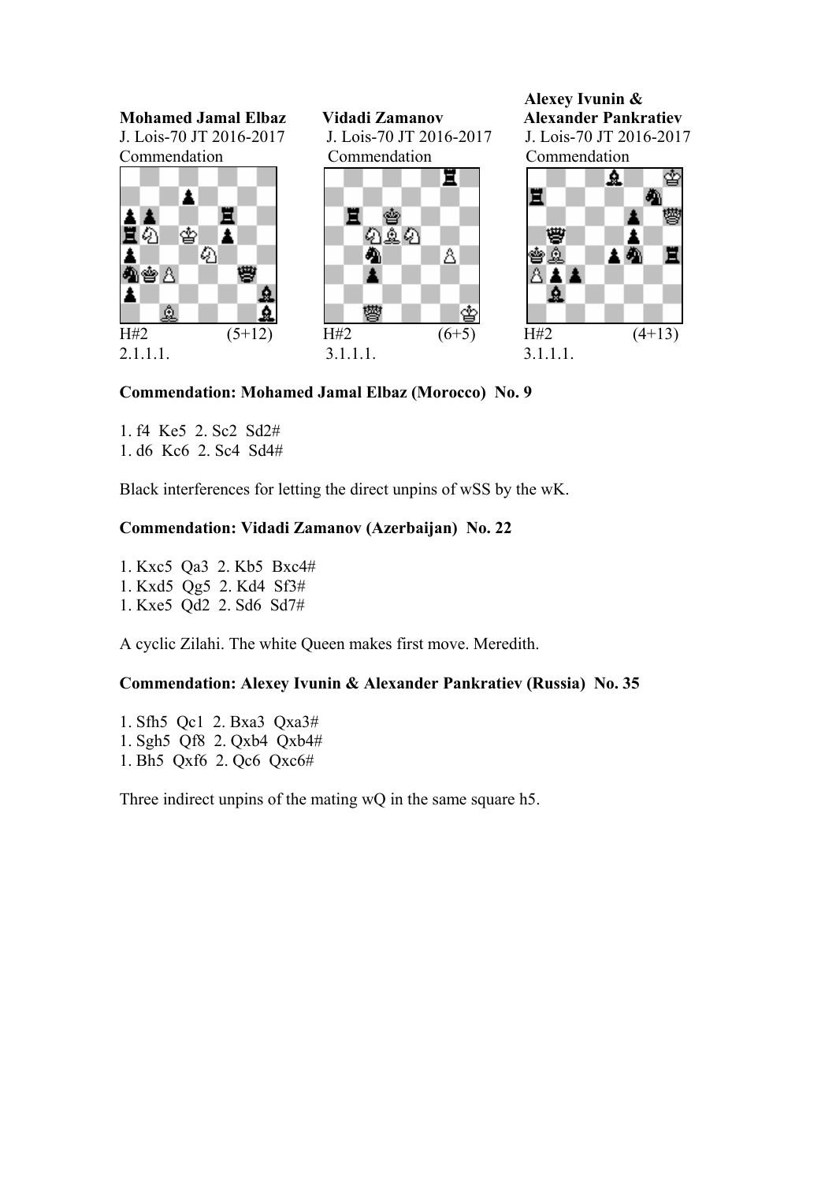**Mohamed Jamal Elbaz**
J. Lois-70 JT 2016-2017
Commendation

H#2 (5+12)
2.1.1.1.

**Vidadi Zamanov**
J. Lois-70 JT 2016-2017
Commendation

H#2 (6+5)
3.1.1.1.

**Alexey Ivunin & Alexander Pankratiev**
J. Lois-70 JT 2016-2017
Commendation

H#2 (4+13)
3.1.1.1.

**Commendation: Mohamed Jamal Elbaz (Morocco) No. 9**

1. f4 Ke5 2. Sc2 Sd2#
1. d6 Kc6 2. Sc4 Sd4#

Black interferences for letting the direct unpins of wSS by the wK.

**Commendation: Vidadi Zamanov (Azerbaijan) No. 22**

1. Kxc5 Qa3 2. Kb5 Bxc4#
1. Kxd5 Qg5 2. Kd4 Sf3#
1. Kxe5 Qd2 2. Sd6 Sd7#

A cyclic Zilahi. The white Queen makes first move. Meredith.

**Commendation: Alexey Ivunin & Alexander Pankratiev (Russia) No. 35**

1. Sfh5 Qc1 2. Bxa3 Qxa3#
1. Sgh5 Qf8 2. Qxb4 Qxb4#
1. Bh5 Qxf6 2. Qc6 Qxc6#

Three indirect unpins of the mating wQ in the same square h5.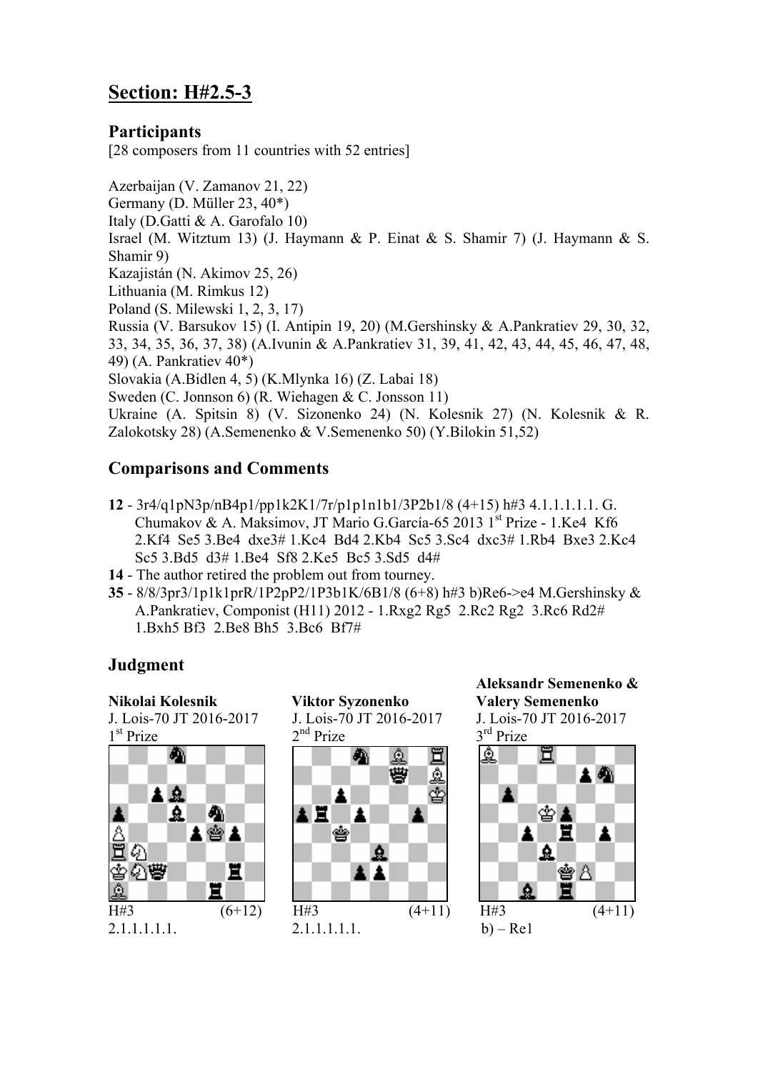## Section: H#2.5-3

### Participants

[28 composers from 11 countries with 52 entries]

Azerbaijan (V. Zamanov 21, 22)
Germany (D. Müller 23, 40*)
Italy (D.Gatti & A. Garofalo 10)
Israel (M. Witztum 13) (J. Haymann & P. Einat & S. Shamir 7) (J. Haymann & S. Shamir 9)
Kazajistán (N. Akimov 25, 26)
Lithuania (M. Rimkus 12)
Poland (S. Milewski 1, 2, 3, 17)
Russia (V. Barsukov 15) (I. Antipin 19, 20) (M.Gershinsky & A.Pankratiev 29, 30, 32, 33, 34, 35, 36, 37, 38) (A.Ivunin & A.Pankratiev 31, 39, 41, 42, 43, 44, 45, 46, 47, 48, 49) (A. Pankratiev 40*)
Slovakia (A.Bidlen 4, 5) (K.Mlynka 16) (Z. Labai 18)
Sweden (C. Jonnson 6) (R. Wiehagen & C. Jonsson 11)
Ukraine (A. Spitsin 8) (V. Sizonenko 24) (N. Kolesnik 27) (N. Kolesnik & R. Zalokotsky 28) (A.Semenenko & V.Semenenko 50) (Y.Bilokin 51,52)

### Comparisons and Comments

- **12** - 3r4/q1pN3p/nB4p1/pp1k2K1/7r/p1p1n1b1/3P2b1/8 (4+15) h#3 4.1.1.1.1.1. G. Chumakov & A. Maksimov, JT Mario G.García-65 2013 1st Prize - 1.Ke4 Kf6 2.Kf4 Se5 3.Be4 dxe3# 1.Kc4 Bd4 2.Kb4 Sc5 3.Sc4 dxc3# 1.Rb4 Bxe3 2.Kc4 Sc5 3.Bd5 d3# 1.Be4 Sf8 2.Ke5 Bc5 3.Sd5 d4#
- **14** - The author retired the problem out from tourney.
- **35** - 8/8/3pr3/1p1k1prR/1P2pP2/1P3b1K/6B1/8 (6+8) h#3 b)Re6->e4 M.Gershinsky & A.Pankratiev, Componist (H11) 2012 - 1.Rxg2 Rg5 2.Rc2 Rg2 3.Rc6 Rd2# 1.Bxh5 Bf3 2.Be8 Bh5 3.Bc6 Bf7#

### Judgment

**Nikolai Kolesnik**
J. Lois-70 JT 2016-2017
1st Prize

H#3 (6+12)
2.1.1.1.1.1.

**Viktor Syzonenko**
J. Lois-70 JT 2016-2017
2nd Prize

H#3 (4+11)
2.1.1.1.1.1.

**Aleksandr Semenenko & Valery Semenenko**
J. Lois-70 JT 2016-2017
3rd Prize

H#3 (4+11)
b) – Re1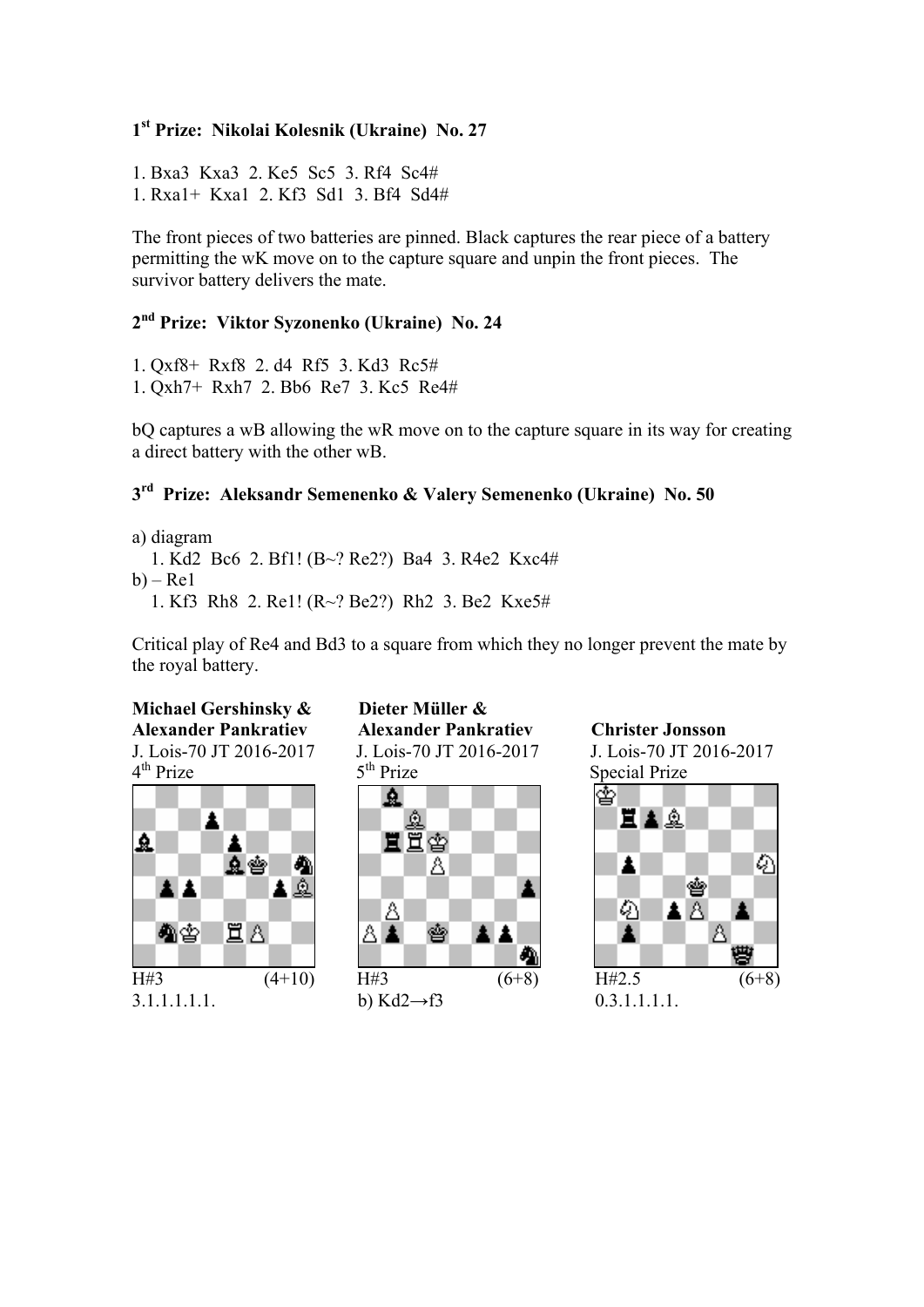### 1[st] Prize: Nikolai Kolesnik (Ukraine) No. 27

1. Bxa3 Kxa3 2. Ke5 Sc5 3. Rf4 Sc4#
1. Rxa1+ Kxa1 2. Kf3 Sd1 3. Bf4 Sd4#

The front pieces of two batteries are pinned. Black captures the rear piece of a battery permitting the wK move on to the capture square and unpin the front pieces. The survivor battery delivers the mate.

### 2[nd] Prize: Viktor Syzonenko (Ukraine) No. 24

1. Qxf8+ Rxf8 2. d4 Rf5 3. Kd3 Rc5#
1. Qxh7+ Rxh7 2. Bb6 Re7 3. Kc5 Re4#

bQ captures a wB allowing the wR move on to the capture square in its way for creating a direct battery with the other wB.

### 3[rd] Prize: Aleksandr Semenenko & Valery Semenenko (Ukraine) No. 50

a) diagram
 1. Kd2 Bc6 2. Bf1! (B~? Re2?) Ba4 3. R4e2 Kxc4#
b) – Re1
 1. Kf3 Rh8 2. Re1! (R~? Be2?) Rh2 3. Be2 Kxe5#

Critical play of Re4 and Bd3 to a square from which they no longer prevent the mate by the royal battery.

**Michael Gershinsky & Alexander Pankratiev**
J. Lois-70 JT 2016-2017
4[th] Prize

H#3 (4+10)
3.1.1.1.1.1.

**Dieter Müller & Alexander Pankratiev**
J. Lois-70 JT 2016-2017
5[th] Prize

H#3 (6+8)
b) Kd2→f3

**Christer Jonsson**
J. Lois-70 JT 2016-2017
Special Prize

H#2.5 (6+8)
0.3.1.1.1.1.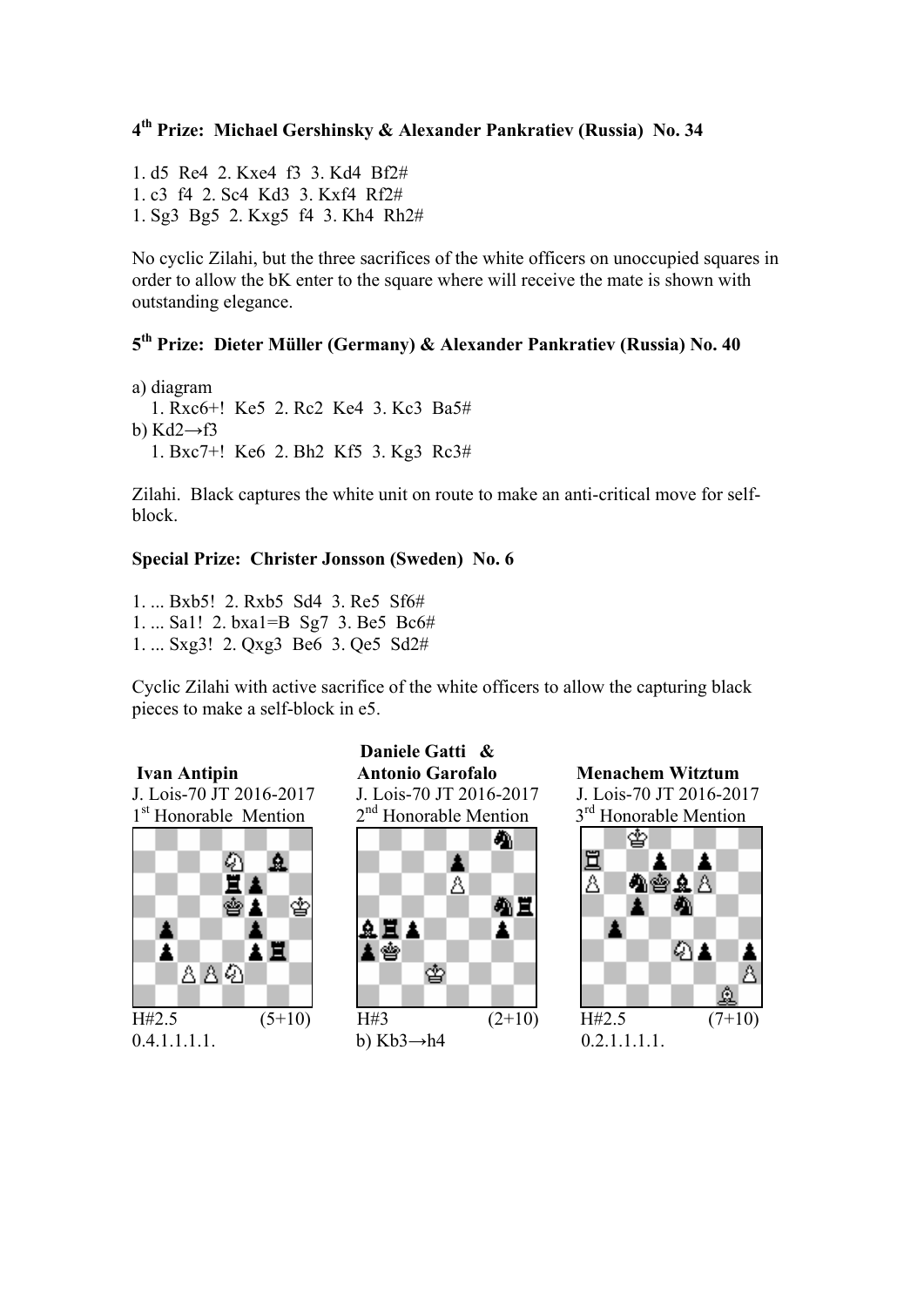**4th Prize: Michael Gershinsky & Alexander Pankratiev (Russia) No. 34**

1. d5 Re4 2. Kxe4 f3 3. Kd4 Bf2#
1. c3 f4 2. Sc4 Kd3 3. Kxf4 Rf2#
1. Sg3 Bg5 2. Kxg5 f4 3. Kh4 Rh2#

No cyclic Zilahi, but the three sacrifices of the white officers on unoccupied squares in order to allow the bK enter to the square where will receive the mate is shown with outstanding elegance.

**5th Prize: Dieter Müller (Germany) & Alexander Pankratiev (Russia) No. 40**

a) diagram
1. Rxc6+! Ke5 2. Rc2 Ke4 3. Kc3 Ba5#

b) Kd2→f3
1. Bxc7+! Ke6 2. Bh2 Kf5 3. Kg3 Rc3#

Zilahi. Black captures the white unit on route to make an anti-critical move for self-block.

**Special Prize: Christer Jonsson (Sweden) No. 6**

1. ... Bxb5! 2. Rxb5 Sd4 3. Re5 Sf6#
1. ... Sa1! 2. bxa1=B Sg7 3. Be5 Bc6#
1. ... Sxg3! 2. Qxg3 Be6 3. Qe5 Sd2#

Cyclic Zilahi with active sacrifice of the white officers to allow the capturing black pieces to make a self-block in e5.

**Ivan Antipin**
J. Lois-70 JT 2016-2017
1st Honorable Mention

H#2.5 (5+10)
0.4.1.1.1.1.

**Daniele Gatti & Antonio Garofalo**
J. Lois-70 JT 2016-2017
2nd Honorable Mention

H#3 (2+10)
b) Kb3→h4

**Menachem Witztum**
J. Lois-70 JT 2016-2017
3rd Honorable Mention

H#2.5 (7+10)
0.2.1.1.1.1.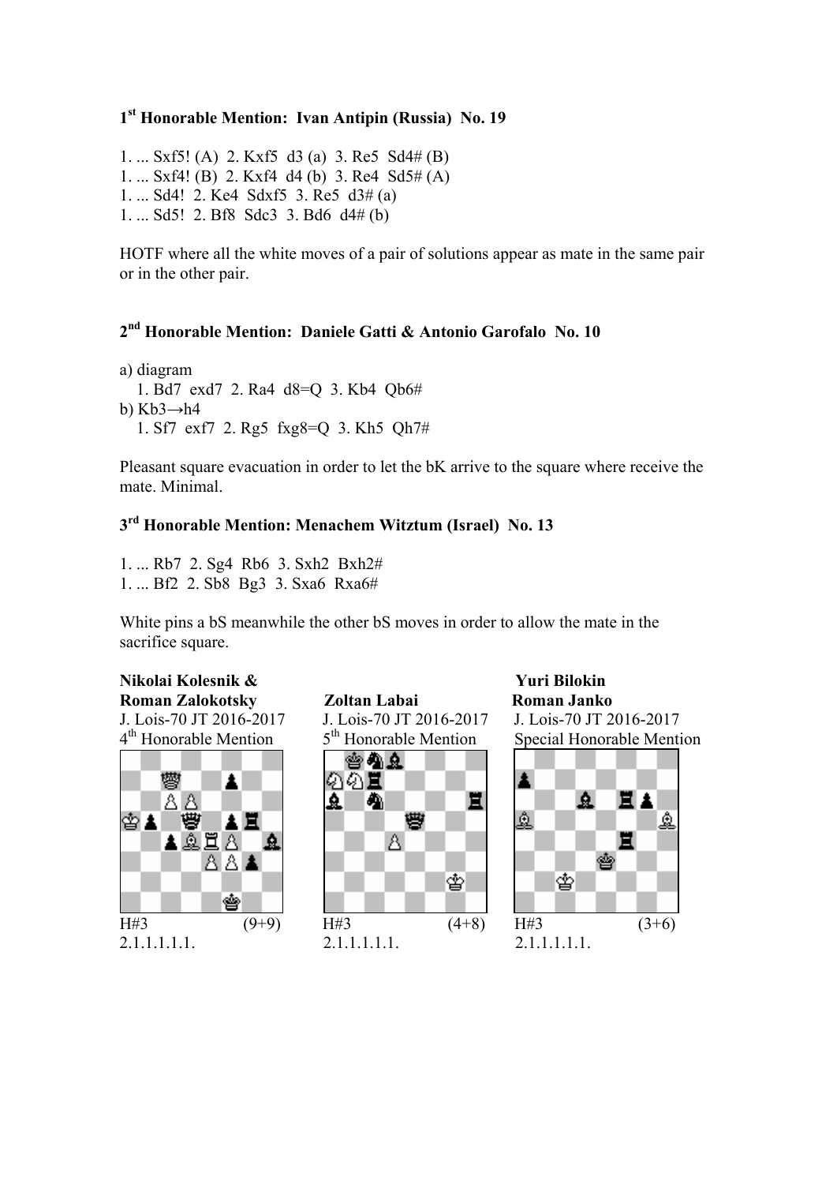### 1st Honorable Mention: Ivan Antipin (Russia) No. 19

1. ... Sxf5! (A) 2. Kxf5 d3 (a) 3. Re5 Sd4# (B)
1. ... Sxf4! (B) 2. Kxf4 d4 (b) 3. Re4 Sd5# (A)
1. ... Sd4! 2. Ke4 Sdxf5 3. Re5 d3# (a)
1. ... Sd5! 2. Bf8 Sdc3 3. Bd6 d4# (b)

HOTF where all the white moves of a pair of solutions appear as mate in the same pair or in the other pair.

### 2nd Honorable Mention: Daniele Gatti & Antonio Garofalo No. 10

a) diagram
1. Bd7 exd7 2. Ra4 d8=Q 3. Kb4 Qb6#

b) Kb3→h4
1. Sf7 exf7 2. Rg5 fxg8=Q 3. Kh5 Qh7#

Pleasant square evacuation in order to let the bK arrive to the square where receive the mate. Minimal.

### 3rd Honorable Mention: Menachem Witztum (Israel) No. 13

1. ... Rb7 2. Sg4 Rb6 3. Sxh2 Bxh2#
1. ... Bf2 2. Sb8 Bg3 3. Sxa6 Rxa6#

White pins a bS meanwhile the other bS moves in order to allow the mate in the sacrifice square.

**Nikolai Kolesnik & Roman Zalokotsky**
J. Lois-70 JT 2016-2017
4th Honorable Mention

H#3 (9+9)
2.1.1.1.1.1.

**Zoltan Labai**
J. Lois-70 JT 2016-2017
5th Honorable Mention

H#3 (4+8)
2.1.1.1.1.1.

**Yuri Bilokin**
**Roman Janko**
J. Lois-70 JT 2016-2017
Special Honorable Mention

H#3 (3+6)
2.1.1.1.1.1.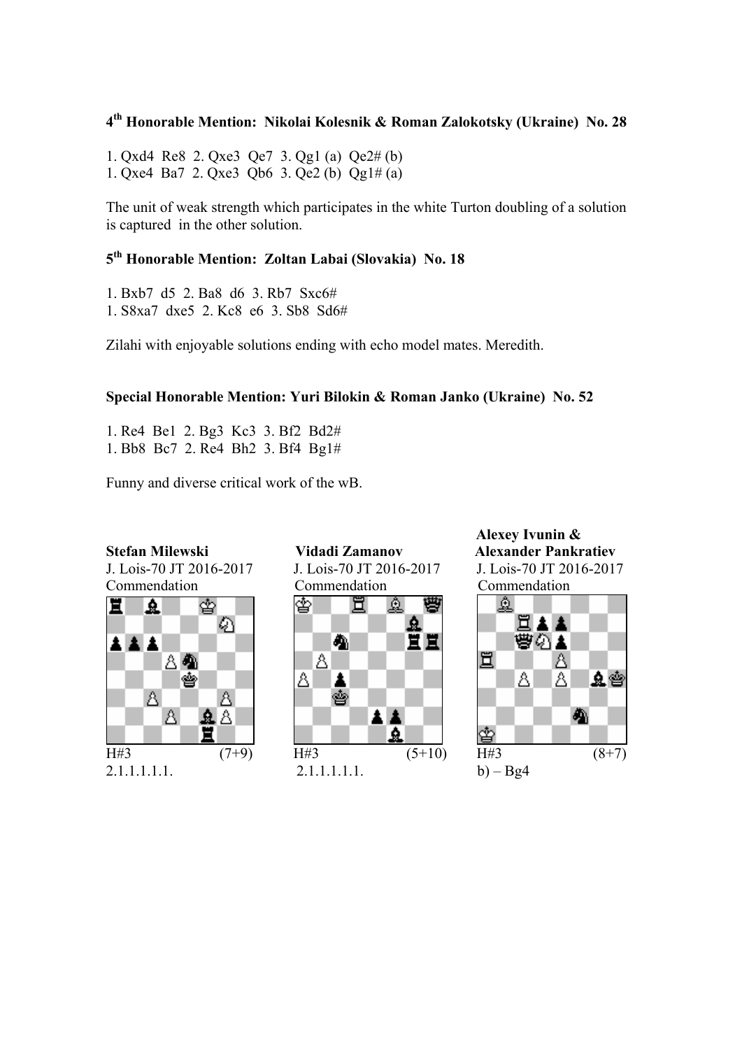### 4[th] Honorable Mention: Nikolai Kolesnik & Roman Zalokotsky (Ukraine) No. 28

1. Qxd4 Re8 2. Qxe3 Qe7 3. Qg1 (a) Qe2# (b)
1. Qxe4 Ba7 2. Qxe3 Qb6 3. Qe2 (b) Qg1# (a)

The unit of weak strength which participates in the white Turton doubling of a solution is captured in the other solution.

### 5[th] Honorable Mention: Zoltan Labai (Slovakia) No. 18

1. Bxb7 d5 2. Ba8 d6 3. Rb7 Sxc6#
1. S8xa7 dxe5 2. Kc8 e6 3. Sb8 Sd6#

Zilahi with enjoyable solutions ending with echo model mates. Meredith.

### Special Honorable Mention: Yuri Bilokin & Roman Janko (Ukraine) No. 52

1. Re4 Be1 2. Bg3 Kc3 3. Bf2 Bd2#
1. Bb8 Bc7 2. Re4 Bh2 3. Bf4 Bg1#

Funny and diverse critical work of the wB.

**Stefan Milewski**
J. Lois-70 JT 2016-2017
Commendation

H#3 (7+9)
2.1.1.1.1.1.

**Vidadi Zamanov**
J. Lois-70 JT 2016-2017
Commendation

H#3 (5+10)
2.1.1.1.1.1.

**Alexey Ivunin & Alexander Pankratiev**
J. Lois-70 JT 2016-2017
Commendation

H#3 (8+7)
b) – Bg4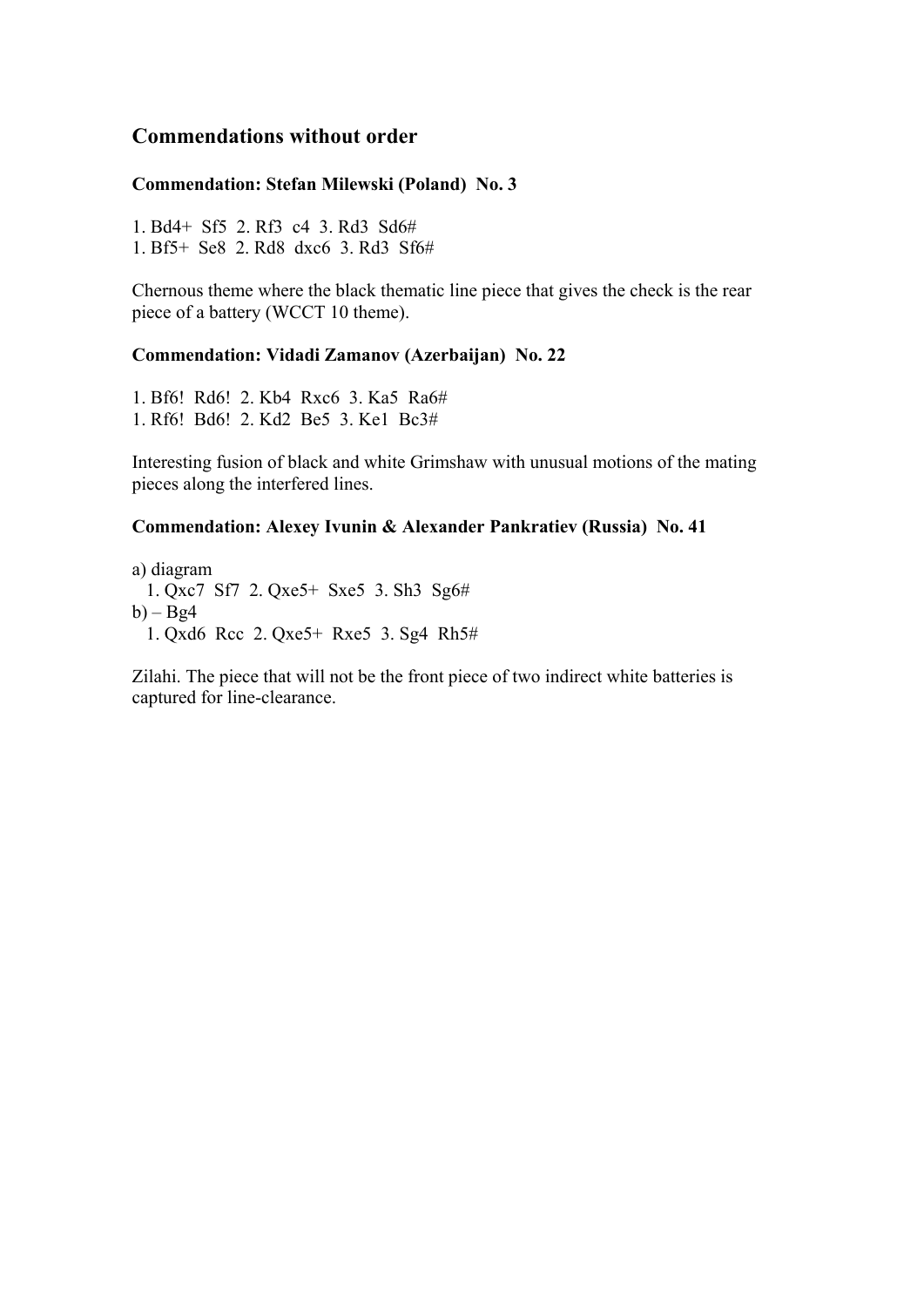## Commendations without order

### Commendation: Stefan Milewski (Poland) No. 3

1. Bd4+ Sf5 2. Rf3 c4 3. Rd3 Sd6#
1. Bf5+ Se8 2. Rd8 dxc6 3. Rd3 Sf6#

Chernous theme where the black thematic line piece that gives the check is the rear piece of a battery (WCCT 10 theme).

### Commendation: Vidadi Zamanov (Azerbaijan) No. 22

1. Bf6! Rd6! 2. Kb4 Rxc6 3. Ka5 Ra6#
1. Rf6! Bd6! 2. Kd2 Be5 3. Ke1 Bc3#

Interesting fusion of black and white Grimshaw with unusual motions of the mating pieces along the interfered lines.

### Commendation: Alexey Ivunin & Alexander Pankratiev (Russia) No. 41

a) diagram
   1. Qxc7 Sf7 2. Qxe5+ Sxe5 3. Sh3 Sg6#
b) – Bg4
   1. Qxd6 Rcc 2. Qxe5+ Rxe5 3. Sg4 Rh5#

Zilahi. The piece that will not be the front piece of two indirect white batteries is captured for line-clearance.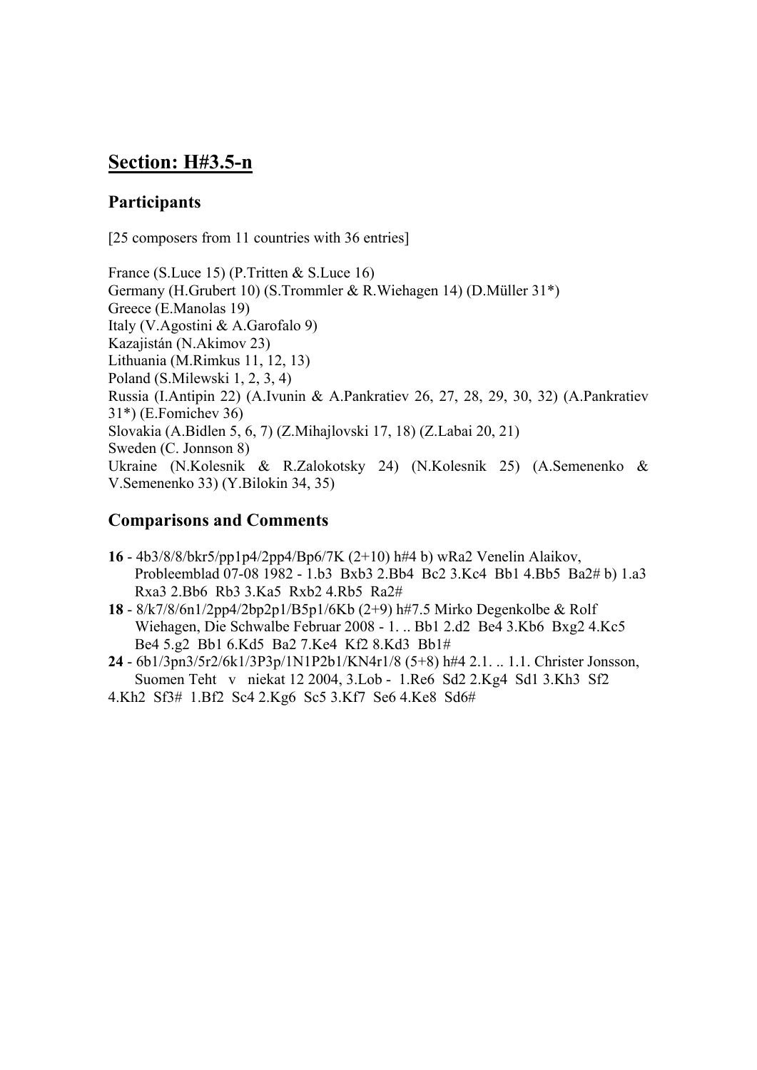## Section: H#3.5-n

### Participants

[25 composers from 11 countries with 36 entries]

France (S.Luce 15) (P.Tritten & S.Luce 16)
Germany (H.Grubert 10) (S.Trommler & R.Wiehagen 14) (D.Müller 31*)
Greece (E.Manolas 19)
Italy (V.Agostini & A.Garofalo 9)
Kazajistán (N.Akimov 23)
Lithuania (M.Rimkus 11, 12, 13)
Poland (S.Milewski 1, 2, 3, 4)
Russia (I.Antipin 22) (A.Ivunin & A.Pankratiev 26, 27, 28, 29, 30, 32) (A.Pankratiev 31*) (E.Fomichev 36)
Slovakia (A.Bidlen 5, 6, 7) (Z.Mihajlovski 17, 18) (Z.Labai 20, 21)
Sweden (C. Jonnson 8)
Ukraine (N.Kolesnik & R.Zalokotsky 24) (N.Kolesnik 25) (A.Semenenko & V.Semenenko 33) (Y.Bilokin 34, 35)

### Comparisons and Comments

- **16** - 4b3/8/8/bkr5/pp1p4/2pp4/Bp6/7K (2+10) h#4 b) wRa2 Venelin Alaikov, Probleemblad 07-08 1982 - 1.b3 Bxb3 2.Bb4 Bc2 3.Kc4 Bb1 4.Bb5 Ba2# b) 1.a3 Rxa3 2.Bb6 Rb3 3.Ka5 Rxb2 4.Rb5 Ra2#
- **18** - 8/k7/8/6n1/2pp4/2bp2p1/B5p1/6Kb (2+9) h#7.5 Mirko Degenkolbe & Rolf Wiehagen, Die Schwalbe Februar 2008 - 1. .. Bb1 2.d2 Be4 3.Kb6 Bxg2 4.Kc5 Be4 5.g2 Bb1 6.Kd5 Ba2 7.Ke4 Kf2 8.Kd3 Bb1#
- **24** - 6b1/3pn3/5r2/6k1/3P3p/1N1P2b1/KN4r1/8 (5+8) h#4 2.1. .. 1.1. Christer Jonsson, Suomen Teht v niekat 12 2004, 3.Lob - 1.Re6 Sd2 2.Kg4 Sd1 3.Kh3 Sf2 4.Kh2 Sf3# 1.Bf2 Sc4 2.Kg6 Sc5 3.Kf7 Se6 4.Ke8 Sd6#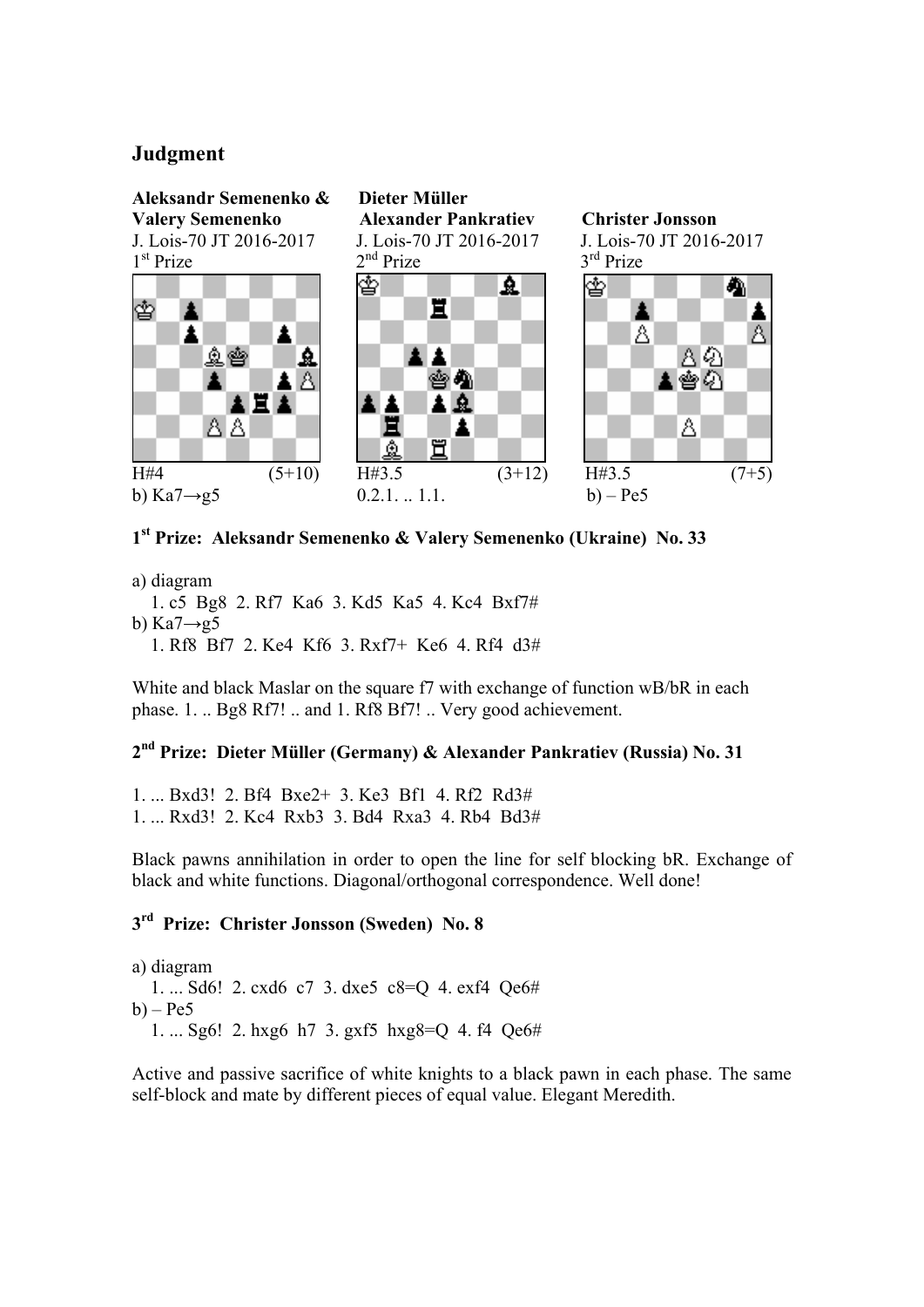## Judgment

**Aleksandr Semenenko & Valery Semenenko**
J. Lois-70 JT 2016-2017
1st Prize

H#4 (5+10)
b) Ka7→g5

**Dieter Müller Alexander Pankratiev**
J. Lois-70 JT 2016-2017
2nd Prize

H#3.5 (3+12)
0.2.1. .. 1.1.

**Christer Jonsson**
J. Lois-70 JT 2016-2017
3rd Prize

H#3.5 (7+5)
b) – Pe5

### 1st Prize: Aleksandr Semenenko & Valery Semenenko (Ukraine) No. 33

a) diagram
1. c5 Bg8 2. Rf7 Ka6 3. Kd5 Ka5 4. Kc4 Bxf7#

b) Ka7→g5
1. Rf8 Bf7 2. Ke4 Kf6 3. Rxf7+ Ke6 4. Rf4 d3#

White and black Maslar on the square f7 with exchange of function wB/bR in each phase. 1. .. Bg8 Rf7! .. and 1. Rf8 Bf7! .. Very good achievement.

### 2nd Prize: Dieter Müller (Germany) & Alexander Pankratiev (Russia) No. 31

1. ... Bxd3! 2. Bf4 Bxe2+ 3. Ke3 Bf1 4. Rf2 Rd3#
1. ... Rxd3! 2. Kc4 Rxb3 3. Bd4 Rxa3 4. Rb4 Bd3#

Black pawns annihilation in order to open the line for self blocking bR. Exchange of black and white functions. Diagonal/orthogonal correspondence. Well done!

### 3rd Prize: Christer Jonsson (Sweden) No. 8

a) diagram
1. ... Sd6! 2. cxd6 c7 3. dxe5 c8=Q 4. exf4 Qe6#

b) – Pe5
1. ... Sg6! 2. hxg6 h7 3. gxf5 hxg8=Q 4. f4 Qe6#

Active and passive sacrifice of white knights to a black pawn in each phase. The same self-block and mate by different pieces of equal value. Elegant Meredith.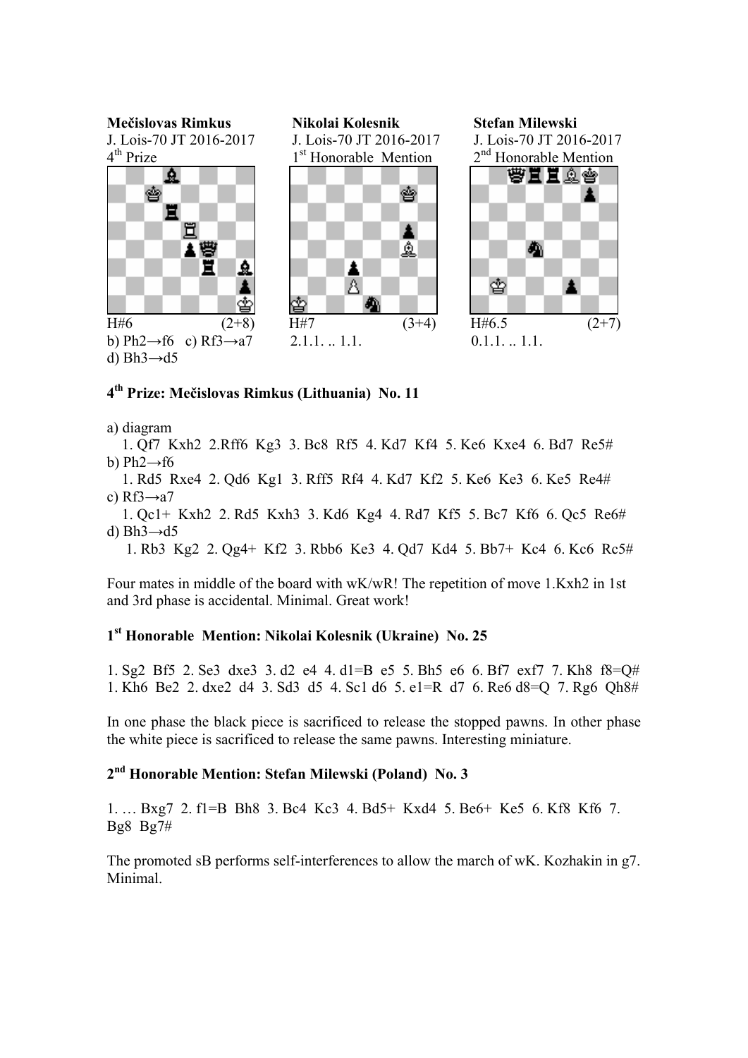**Mečislovas Rimkus**
J. Lois-70 JT 2016-2017
4th Prize

H#6 (2+8)
b) Ph2→f6 c) Rf3→a7
d) Bh3→d5

**Nikolai Kolesnik**
J. Lois-70 JT 2016-2017
1st Honorable Mention

H#7 (3+4)
2.1.1. .. 1.1.

**Stefan Milewski**
J. Lois-70 JT 2016-2017
2nd Honorable Mention

H#6.5 (2+7)
0.1.1. .. 1.1.

## 4th Prize: Mečislovas Rimkus (Lithuania) No. 11

a) diagram
1. Qf7 Kxh2 2.Rff6 Kg3 3. Bc8 Rf5 4. Kd7 Kf4 5. Ke6 Kxe4 6. Bd7 Re5#

b) Ph2→f6
1. Rd5 Rxe4 2. Qd6 Kg1 3. Rff5 Rf4 4. Kd7 Kf2 5. Ke6 Ke3 6. Ke5 Re4#

c) Rf3→a7
1. Qc1+ Kxh2 2. Rd5 Kxh3 3. Kd6 Kg4 4. Rd7 Kf5 5. Bc7 Kf6 6. Qc5 Re6#

d) Bh3→d5
1. Rb3 Kg2 2. Qg4+ Kf2 3. Rbb6 Ke3 4. Qd7 Kd4 5. Bb7+ Kc4 6. Kc6 Rc5#

Four mates in middle of the board with wK/wR! The repetition of move 1.Kxh2 in 1st and 3rd phase is accidental. Minimal. Great work!

## 1st Honorable Mention: Nikolai Kolesnik (Ukraine) No. 25

1. Sg2 Bf5 2. Se3 dxe3 3. d2 e4 4. d1=B e5 5. Bh5 e6 6. Bf7 exf7 7. Kh8 f8=Q#
1. Kh6 Be2 2. dxe2 d4 3. Sd3 d5 4. Sc1 d6 5. e1=R d7 6. Re6 d8=Q 7. Rg6 Qh8#

In one phase the black piece is sacrificed to release the stopped pawns. In other phase the white piece is sacrificed to release the same pawns. Interesting miniature.

## 2nd Honorable Mention: Stefan Milewski (Poland) No. 3

1. … Bxg7 2. f1=B Bh8 3. Bc4 Kc3 4. Bd5+ Kxd4 5. Be6+ Ke5 6. Kf8 Kf6 7. Bg8 Bg7#

The promoted sB performs self-interferences to allow the march of wK. Kozhakin in g7. Minimal.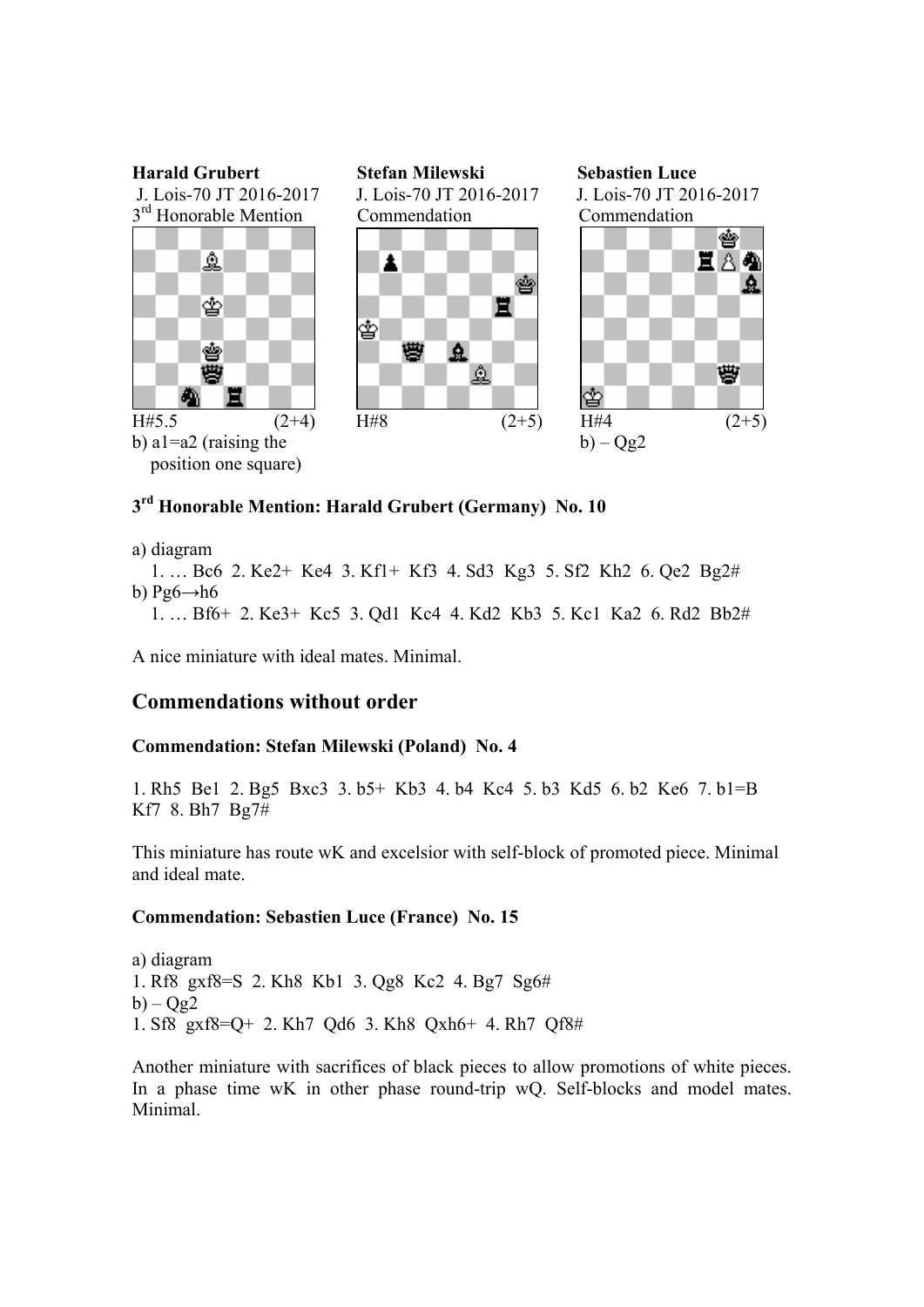**Harald Grubert**
J. Lois-70 JT 2016-2017
3rd Honorable Mention

H#5.5 (2+4)
b) a1=a2 (raising the position one square)

**Stefan Milewski**
J. Lois-70 JT 2016-2017
Commendation

H#8 (2+5)

**Sebastien Luce**
J. Lois-70 JT 2016-2017
Commendation

H#4 (2+5)
b) – Qg2

### 3rd Honorable Mention: Harald Grubert (Germany) No. 10

a) diagram
1. … Bc6 2. Ke2+ Ke4 3. Kf1+ Kf3 4. Sd3 Kg3 5. Sf2 Kh2 6. Qe2 Bg2#

b) Pg6→h6
1. … Bf6+ 2. Ke3+ Kc5 3. Qd1 Kc4 4. Kd2 Kb3 5. Kc1 Ka2 6. Rd2 Bb2#

A nice miniature with ideal mates. Minimal.

## Commendations without order

### Commendation: Stefan Milewski (Poland) No. 4

1. Rh5 Be1 2. Bg5 Bxc3 3. b5+ Kb3 4. b4 Kc4 5. b3 Kd5 6. b2 Ke6 7. b1=B Kf7 8. Bh7 Bg7#

This miniature has route wK and excelsior with self-block of promoted piece. Minimal and ideal mate.

### Commendation: Sebastien Luce (France) No. 15

a) diagram
1. Rf8 gxf8=S 2. Kh8 Kb1 3. Qg8 Kc2 4. Bg7 Sg6#

b) – Qg2
1. Sf8 gxf8=Q+ 2. Kh7 Qd6 3. Kh8 Qxh6+ 4. Rh7 Qf8#

Another miniature with sacrifices of black pieces to allow promotions of white pieces. In a phase time wK in other phase round-trip wQ. Self-blocks and model mates. Minimal.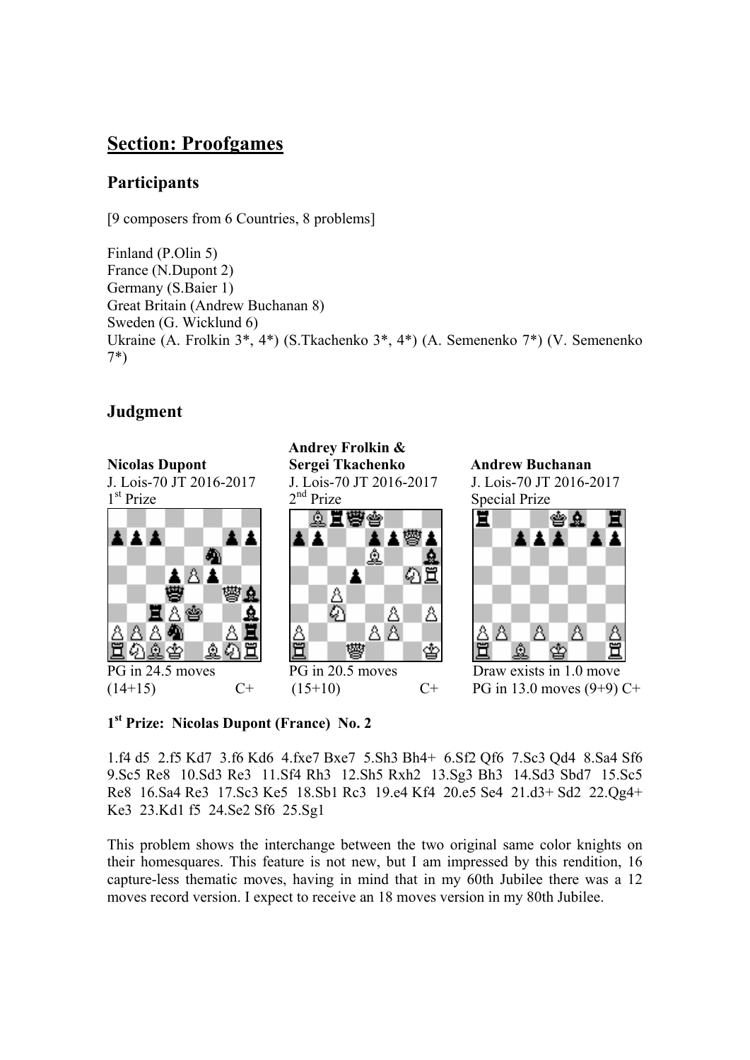## Section: Proofgames

### Participants

[9 composers from 6 Countries, 8 problems]

Finland (P.Olin 5)
France (N.Dupont 2)
Germany (S.Baier 1)
Great Britain (Andrew Buchanan 8)
Sweden (G. Wicklund 6)
Ukraine (A. Frolkin 3*, 4*) (S.Tkachenko 3*, 4*) (A. Semenenko 7*) (V. Semenenko 7*)

### Judgment

**Nicolas Dupont**
J. Lois-70 JT 2016-2017
1st Prize

PG in 24.5 moves
(14+15) C+

**Andrey Frolkin & Sergei Tkachenko**
J. Lois-70 JT 2016-2017
2nd Prize

PG in 20.5 moves
(15+10) C+

**Andrew Buchanan**
J. Lois-70 JT 2016-2017
Special Prize

Draw exists in 1.0 move
PG in 13.0 moves (9+9) C+

**1st Prize: Nicolas Dupont (France) No. 2**

1.f4 d5 2.f5 Kd7 3.f6 Kd6 4.fxe7 Bxe7 5.Sh3 Bh4+ 6.Sf2 Qf6 7.Sc3 Qd4 8.Sa4 Sf6 9.Sc5 Re8 10.Sd3 Re3 11.Sf4 Rh3 12.Sh5 Rxh2 13.Sg3 Bh3 14.Sd3 Sbd7 15.Sc5 Re8 16.Sa4 Re3 17.Sc3 Ke5 18.Sb1 Rc3 19.e4 Kf4 20.e5 Se4 21.d3+ Sd2 22.Qg4+ Ke3 23.Kd1 f5 24.Se2 Sf6 25.Sg1

This problem shows the interchange between the two original same color knights on their homesquares. This feature is not new, but I am impressed by this rendition, 16 capture-less thematic moves, having in mind that in my 60th Jubilee there was a 12 moves record version. I expect to receive an 18 moves version in my 80th Jubilee.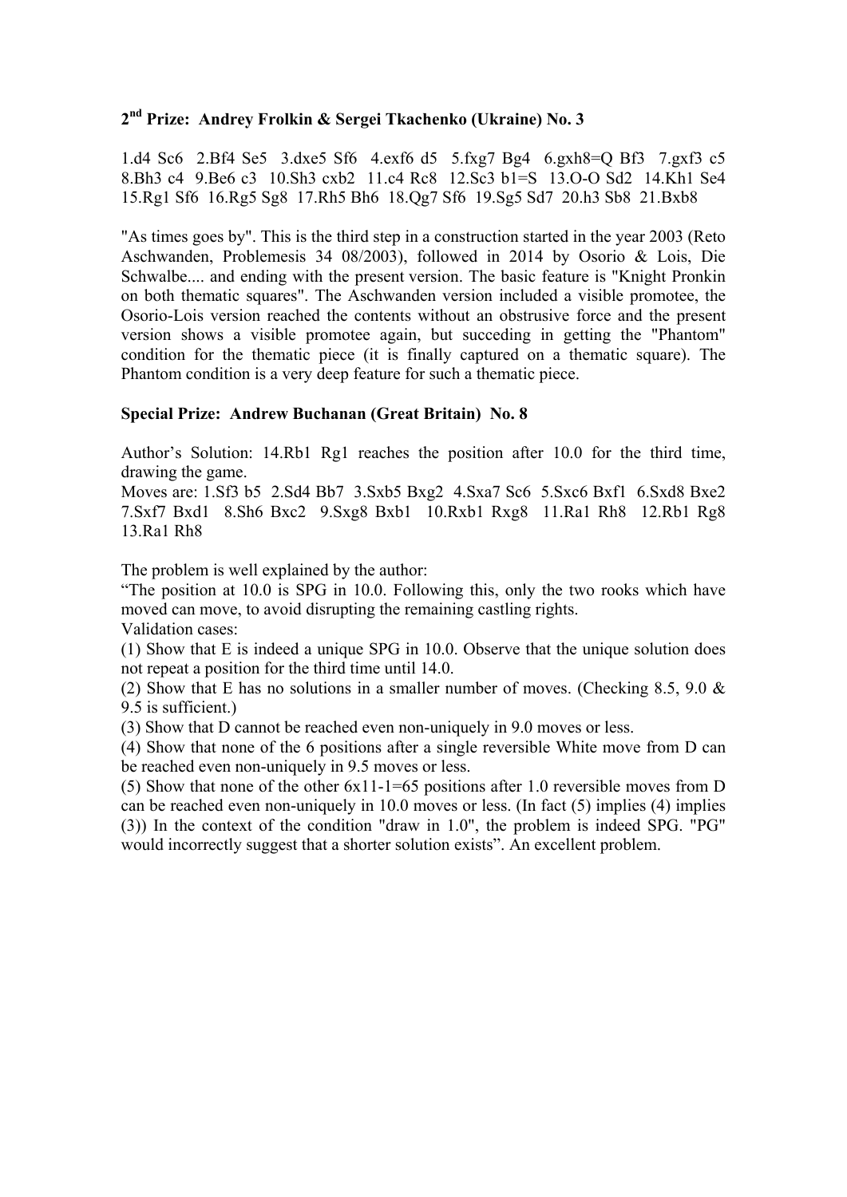### 2nd Prize: Andrey Frolkin & Sergei Tkachenko (Ukraine) No. 3

1.d4 Sc6 2.Bf4 Se5 3.dxe5 Sf6 4.exf6 d5 5.fxg7 Bg4 6.gxh8=Q Bf3 7.gxf3 c5 8.Bh3 c4 9.Be6 c3 10.Sh3 cxb2 11.c4 Rc8 12.Sc3 b1=S 13.O-O Sd2 14.Kh1 Se4 15.Rg1 Sf6 16.Rg5 Sg8 17.Rh5 Bh6 18.Qg7 Sf6 19.Sg5 Sd7 20.h3 Sb8 21.Bxb8

"As times goes by". This is the third step in a construction started in the year 2003 (Reto Aschwanden, Problemesis 34 08/2003), followed in 2014 by Osorio & Lois, Die Schwalbe.... and ending with the present version. The basic feature is "Knight Pronkin on both thematic squares". The Aschwanden version included a visible promotee, the Osorio-Lois version reached the contents without an obstrusive force and the present version shows a visible promotee again, but succeding in getting the "Phantom" condition for the thematic piece (it is finally captured on a thematic square). The Phantom condition is a very deep feature for such a thematic piece.

### Special Prize: Andrew Buchanan (Great Britain) No. 8

Author's Solution: 14.Rb1 Rg1 reaches the position after 10.0 for the third time, drawing the game.

Moves are: 1.Sf3 b5 2.Sd4 Bb7 3.Sxb5 Bxg2 4.Sxa7 Sc6 5.Sxc6 Bxf1 6.Sxd8 Bxe2 7.Sxf7 Bxd1 8.Sh6 Bxc2 9.Sxg8 Bxb1 10.Rxb1 Rxg8 11.Ra1 Rh8 12.Rb1 Rg8 13.Ra1 Rh8

The problem is well explained by the author:

"The position at 10.0 is SPG in 10.0. Following this, only the two rooks which have moved can move, to avoid disrupting the remaining castling rights.

Validation cases:

(1) Show that E is indeed a unique SPG in 10.0. Observe that the unique solution does not repeat a position for the third time until 14.0.

(2) Show that E has no solutions in a smaller number of moves. (Checking 8.5, 9.0 & 9.5 is sufficient.)

(3) Show that D cannot be reached even non-uniquely in 9.0 moves or less.

(4) Show that none of the 6 positions after a single reversible White move from D can be reached even non-uniquely in 9.5 moves or less.

(5) Show that none of the other 6x11-1=65 positions after 1.0 reversible moves from D can be reached even non-uniquely in 10.0 moves or less. (In fact (5) implies (4) implies (3)) In the context of the condition "draw in 1.0", the problem is indeed SPG. "PG" would incorrectly suggest that a shorter solution exists". An excellent problem.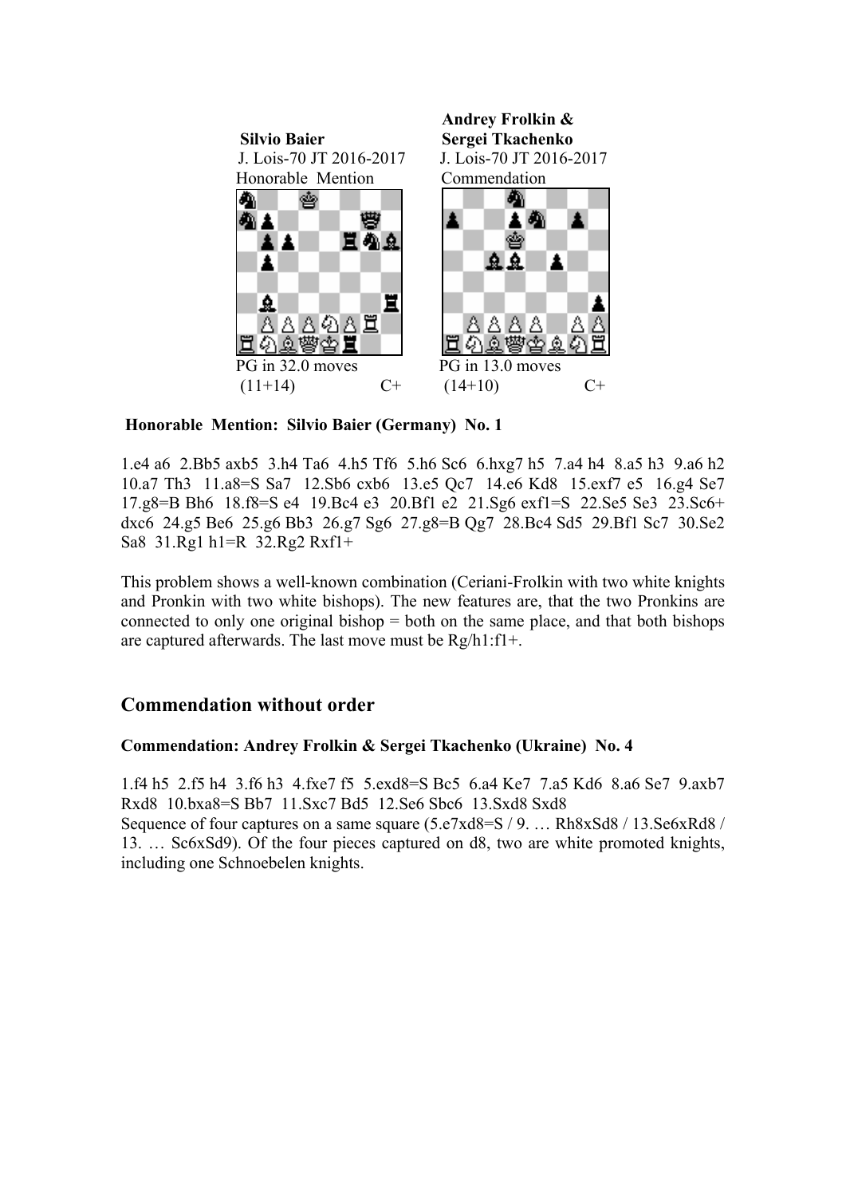**Silvio Baier**
J. Lois-70 JT 2016-2017
Honorable Mention

PG in 32.0 moves
(11+14) C+

**Andrey Frolkin & Sergei Tkachenko**
J. Lois-70 JT 2016-2017
Commendation

PG in 13.0 moves
(14+10) C+

**Honorable Mention: Silvio Baier (Germany) No. 1**

1.e4 a6 2.Bb5 axb5 3.h4 Ta6 4.h5 Tf6 5.h6 Sc6 6.hxg7 h5 7.a4 h4 8.a5 h3 9.a6 h2 10.a7 Th3 11.a8=S Sa7 12.Sb6 cxb6 13.e5 Qc7 14.e6 Kd8 15.exf7 e5 16.g4 Se7 17.g8=B Bh6 18.f8=S e4 19.Bc4 e3 20.Bf1 e2 21.Sg6 exf1=S 22.Se5 Se3 23.Sc6+ dxc6 24.g5 Be6 25.g6 Bb3 26.g7 Sg6 27.g8=B Qg7 28.Bc4 Sd5 29.Bf1 Sc7 30.Se2 Sa8 31.Rg1 h1=R 32.Rg2 Rxf1+

This problem shows a well-known combination (Ceriani-Frolkin with two white knights and Pronkin with two white bishops). The new features are, that the two Pronkins are connected to only one original bishop = both on the same place, and that both bishops are captured afterwards. The last move must be Rg/h1:f1+.

## Commendation without order

**Commendation: Andrey Frolkin & Sergei Tkachenko (Ukraine) No. 4**

1.f4 h5 2.f5 h4 3.f6 h3 4.fxe7 f5 5.exd8=S Bc5 6.a4 Ke7 7.a5 Kd6 8.a6 Se7 9.axb7 Rxd8 10.bxa8=S Bb7 11.Sxc7 Bd5 12.Se6 Sbc6 13.Sxd8 Sxd8
Sequence of four captures on a same square (5.e7xd8=S / 9. … Rh8xSd8 / 13.Se6xRd8 / 13. … Sc6xSd9). Of the four pieces captured on d8, two are white promoted knights, including one Schnoebelen knights.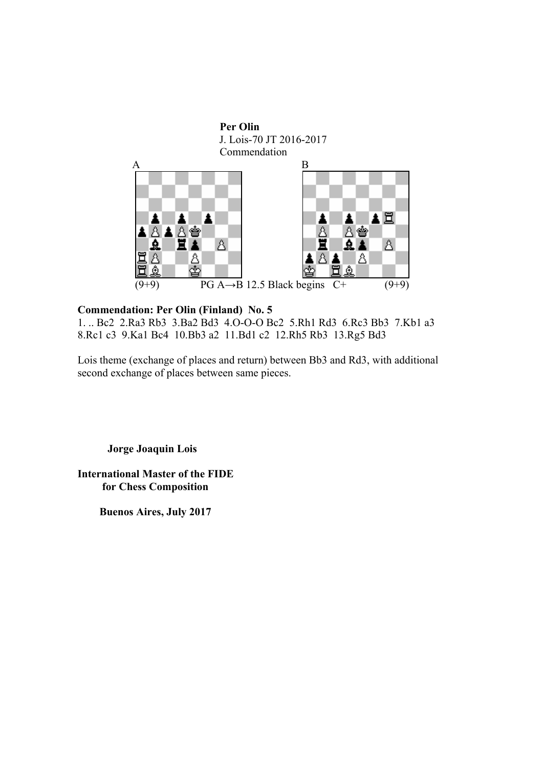**Per Olin**
J. Lois-70 JT 2016-2017
Commendation

A

B

(9+9) PG A→B 12.5 Black begins C+ (9+9)

**Commendation: Per Olin (Finland) No. 5**

1. .. Bc2 2.Ra3 Rb3 3.Ba2 Bd3 4.O-O-O Bc2 5.Rh1 Rd3 6.Rc3 Bb3 7.Kb1 a3 8.Rc1 c3 9.Ka1 Bc4 10.Bb3 a2 11.Bd1 c2 12.Rh5 Rb3 13.Rg5 Bd3

Lois theme (exchange of places and return) between Bb3 and Rd3, with additional second exchange of places between same pieces.

**Jorge Joaquin Lois**

**International Master of the FIDE for Chess Composition**

**Buenos Aires, July 2017**